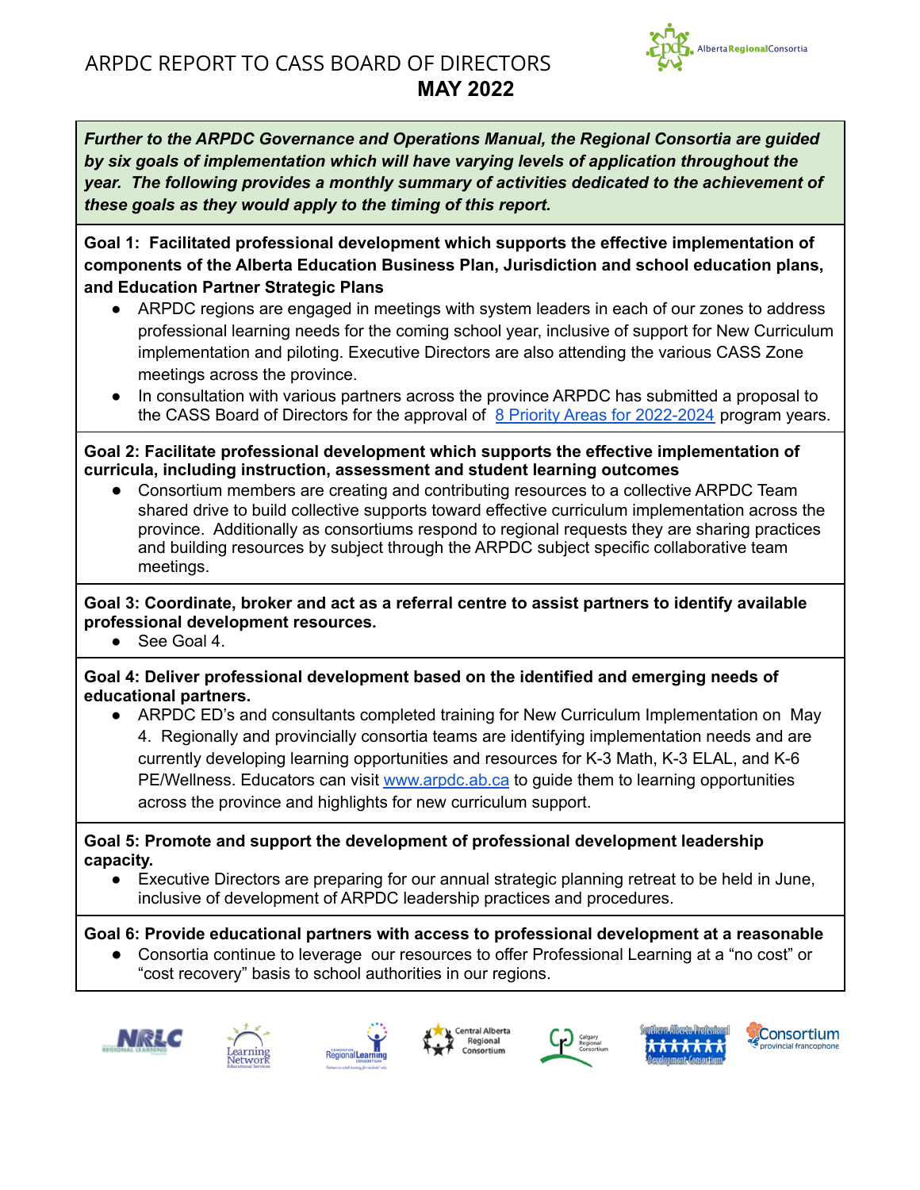# ARPDC REPORT TO CASS BOARD OF DIRECTORS
## MAY 2022

***Further to the ARPDC Governance and Operations Manual, the Regional Consortia are guided by six goals of implementation which will have varying levels of application throughout the year. The following provides a monthly summary of activities dedicated to the achievement of these goals as they would apply to the timing of this report.***

**Goal 1: Facilitated professional development which supports the effective implementation of components of the Alberta Education Business Plan, Jurisdiction and school education plans, and Education Partner Strategic Plans**

- ARPDC regions are engaged in meetings with system leaders in each of our zones to address professional learning needs for the coming school year, inclusive of support for New Curriculum implementation and piloting. Executive Directors are also attending the various CASS Zone meetings across the province.
- In consultation with various partners across the province ARPDC has submitted a proposal to the CASS Board of Directors for the approval of 8 Priority Areas for 2022-2024 program years.

**Goal 2: Facilitate professional development which supports the effective implementation of curricula, including instruction, assessment and student learning outcomes**

- Consortium members are creating and contributing resources to a collective ARPDC Team shared drive to build collective supports toward effective curriculum implementation across the province. Additionally as consortiums respond to regional requests they are sharing practices and building resources by subject through the ARPDC subject specific collaborative team meetings.

**Goal 3: Coordinate, broker and act as a referral centre to assist partners to identify available professional development resources.**

- See Goal 4.

**Goal 4: Deliver professional development based on the identified and emerging needs of educational partners.**

- ARPDC ED's and consultants completed training for New Curriculum Implementation on May 4. Regionally and provincially consortia teams are identifying implementation needs and are currently developing learning opportunities and resources for K-3 Math, K-3 ELAL, and K-6 PE/Wellness. Educators can visit www.arpdc.ab.ca to guide them to learning opportunities across the province and highlights for new curriculum support.

**Goal 5: Promote and support the development of professional development leadership capacity.**

- Executive Directors are preparing for our annual strategic planning retreat to be held in June, inclusive of development of ARPDC leadership practices and procedures.

**Goal 6: Provide educational partners with access to professional development at a reasonable**

- Consortia continue to leverage our resources to offer Professional Learning at a "no cost" or "cost recovery" basis to school authorities in our regions.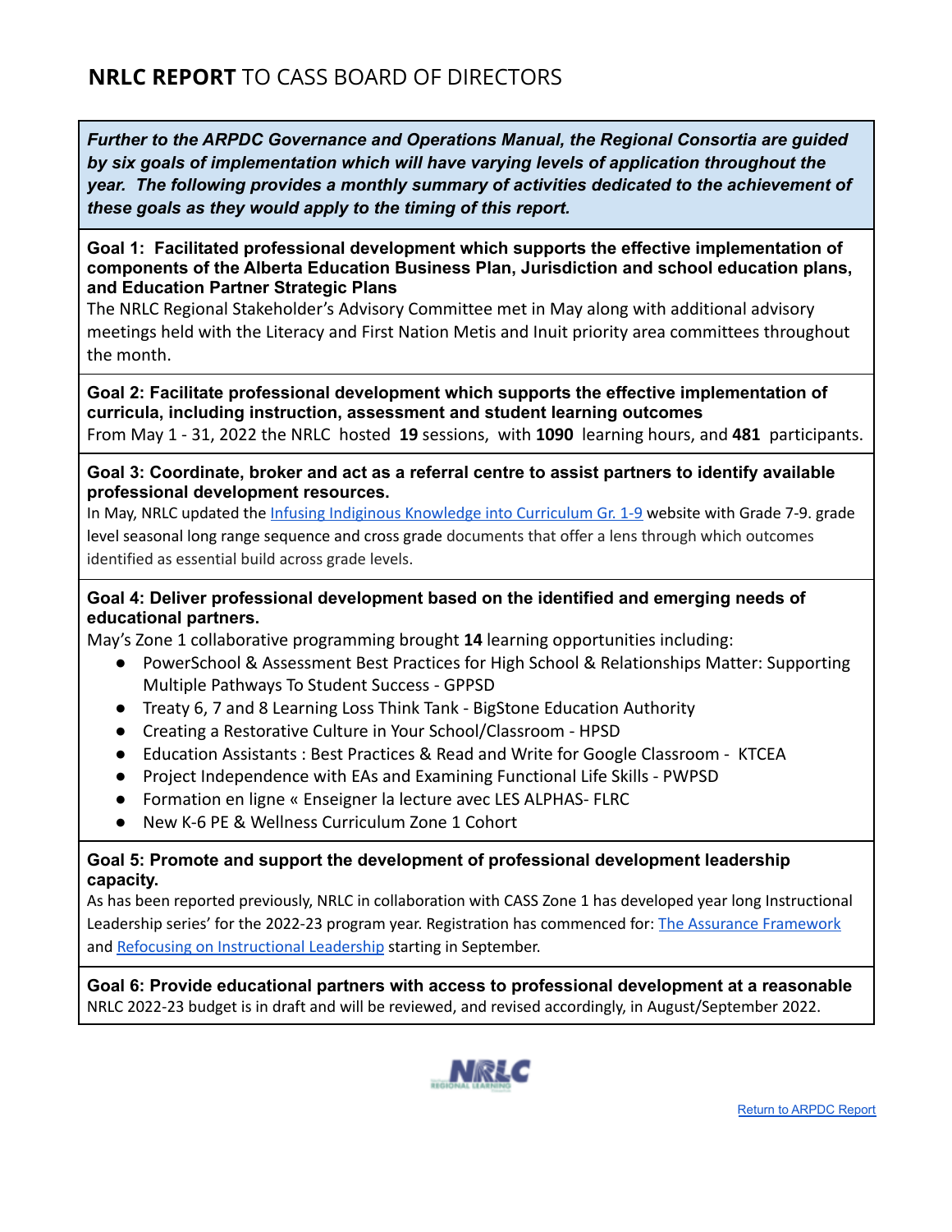# **NRLC REPORT** TO CASS BOARD OF DIRECTORS

***Further to the ARPDC Governance and Operations Manual, the Regional Consortia are guided by six goals of implementation which will have varying levels of application throughout the year. The following provides a monthly summary of activities dedicated to the achievement of these goals as they would apply to the timing of this report.***

**Goal 1: Facilitated professional development which supports the effective implementation of components of the Alberta Education Business Plan, Jurisdiction and school education plans, and Education Partner Strategic Plans**

The NRLC Regional Stakeholder's Advisory Committee met in May along with additional advisory meetings held with the Literacy and First Nation Metis and Inuit priority area committees throughout the month.

**Goal 2: Facilitate professional development which supports the effective implementation of curricula, including instruction, assessment and student learning outcomes**

From May 1 - 31, 2022 the NRLC hosted **19** sessions, with **1090** learning hours, and **481** participants.

**Goal 3: Coordinate, broker and act as a referral centre to assist partners to identify available professional development resources.**

In May, NRLC updated the [Infusing Indiginous Knowledge into Curriculum Gr. 1-9]() website with Grade 7-9. grade level seasonal long range sequence and cross grade documents that offer a lens through which outcomes identified as essential build across grade levels.

**Goal 4: Deliver professional development based on the identified and emerging needs of educational partners.**

May's Zone 1 collaborative programming brought **14** learning opportunities including:

- PowerSchool & Assessment Best Practices for High School & Relationships Matter: Supporting Multiple Pathways To Student Success - GPPSD
- Treaty 6, 7 and 8 Learning Loss Think Tank - BigStone Education Authority
- Creating a Restorative Culture in Your School/Classroom - HPSD
- Education Assistants : Best Practices & Read and Write for Google Classroom - KTCEA
- Project Independence with EAs and Examining Functional Life Skills - PWPSD
- Formation en ligne « Enseigner la lecture avec LES ALPHAS- FLRC
- New K-6 PE & Wellness Curriculum Zone 1 Cohort

**Goal 5: Promote and support the development of professional development leadership capacity.**

As has been reported previously, NRLC in collaboration with CASS Zone 1 has developed year long Instructional Leadership series' for the 2022-23 program year. Registration has commenced for: [The Assurance Framework]() and [Refocusing on Instructional Leadership]() starting in September.

**Goal 6: Provide educational partners with access to professional development at a reasonable**

NRLC 2022-23 budget is in draft and will be reviewed, and revised accordingly, in August/September 2022.

[Return to ARPDC Report]()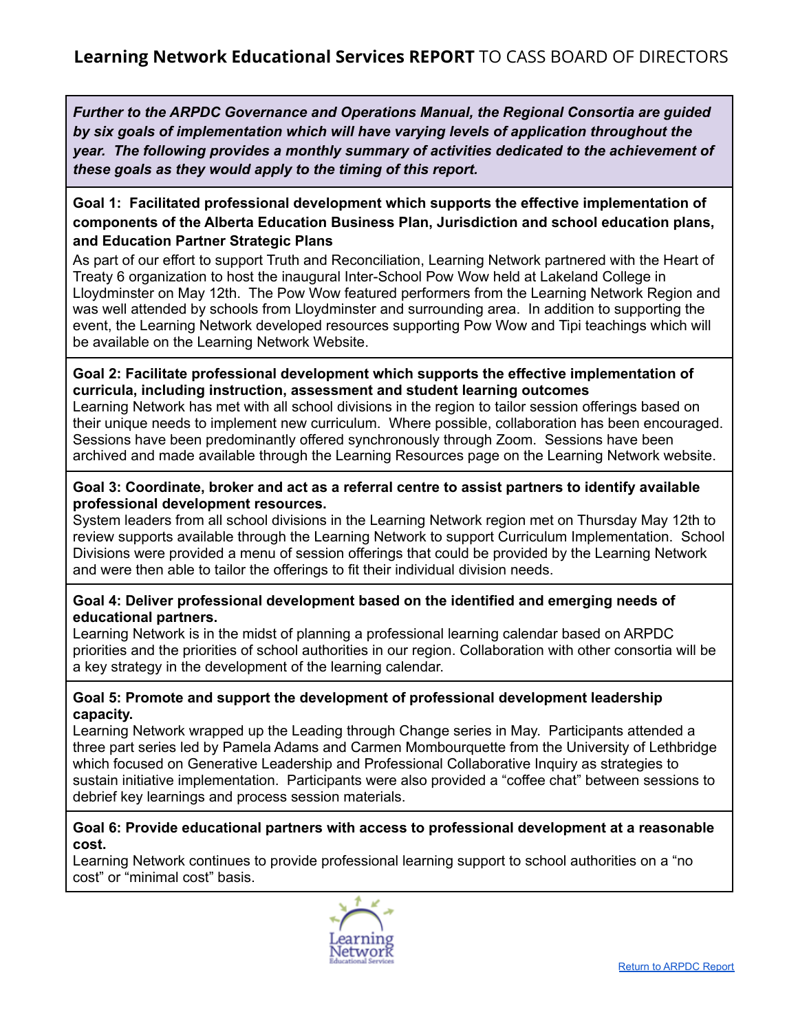# **Learning Network Educational Services REPORT** TO CASS BOARD OF DIRECTORS

***Further to the ARPDC Governance and Operations Manual, the Regional Consortia are guided by six goals of implementation which will have varying levels of application throughout the year. The following provides a monthly summary of activities dedicated to the achievement of these goals as they would apply to the timing of this report.***

**Goal 1: Facilitated professional development which supports the effective implementation of components of the Alberta Education Business Plan, Jurisdiction and school education plans, and Education Partner Strategic Plans**

As part of our effort to support Truth and Reconciliation, Learning Network partnered with the Heart of Treaty 6 organization to host the inaugural Inter-School Pow Wow held at Lakeland College in Lloydminster on May 12th. The Pow Wow featured performers from the Learning Network Region and was well attended by schools from Lloydminster and surrounding area. In addition to supporting the event, the Learning Network developed resources supporting Pow Wow and Tipi teachings which will be available on the Learning Network Website.

**Goal 2: Facilitate professional development which supports the effective implementation of curricula, including instruction, assessment and student learning outcomes**

Learning Network has met with all school divisions in the region to tailor session offerings based on their unique needs to implement new curriculum. Where possible, collaboration has been encouraged. Sessions have been predominantly offered synchronously through Zoom. Sessions have been archived and made available through the Learning Resources page on the Learning Network website.

**Goal 3: Coordinate, broker and act as a referral centre to assist partners to identify available professional development resources.**

System leaders from all school divisions in the Learning Network region met on Thursday May 12th to review supports available through the Learning Network to support Curriculum Implementation. School Divisions were provided a menu of session offerings that could be provided by the Learning Network and were then able to tailor the offerings to fit their individual division needs.

**Goal 4: Deliver professional development based on the identified and emerging needs of educational partners.**

Learning Network is in the midst of planning a professional learning calendar based on ARPDC priorities and the priorities of school authorities in our region. Collaboration with other consortia will be a key strategy in the development of the learning calendar.

**Goal 5: Promote and support the development of professional development leadership capacity.**

Learning Network wrapped up the Leading through Change series in May. Participants attended a three part series led by Pamela Adams and Carmen Mombourquette from the University of Lethbridge which focused on Generative Leadership and Professional Collaborative Inquiry as strategies to sustain initiative implementation. Participants were also provided a "coffee chat" between sessions to debrief key learnings and process session materials.

**Goal 6: Provide educational partners with access to professional development at a reasonable cost.**

Learning Network continues to provide professional learning support to school authorities on a "no cost" or "minimal cost" basis.

Learning Network Educational Services

[Return to ARPDC Report]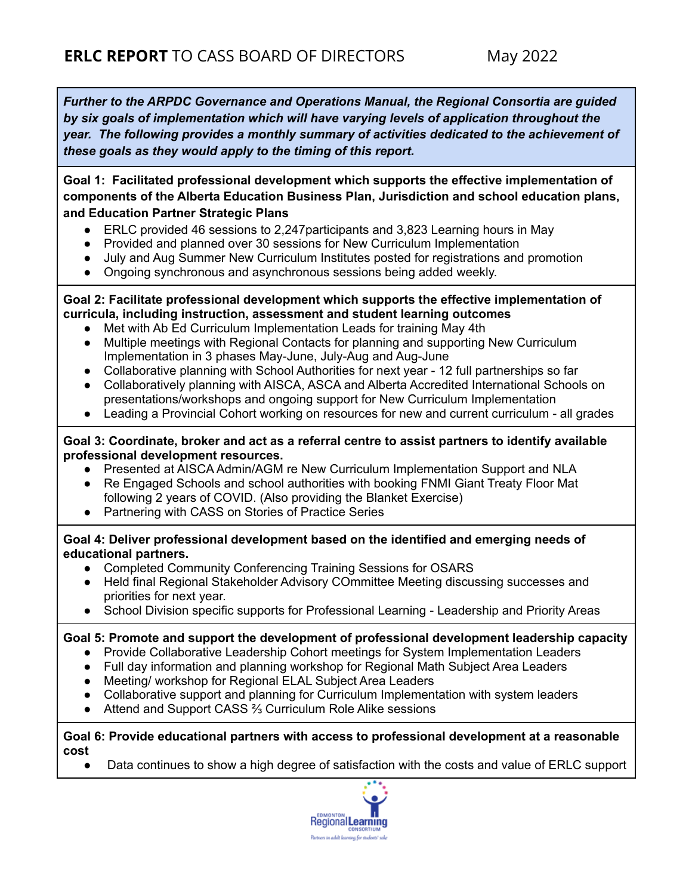# **ERLC REPORT** TO CASS BOARD OF DIRECTORS May 2022

***Further to the ARPDC Governance and Operations Manual, the Regional Consortia are guided by six goals of implementation which will have varying levels of application throughout the year. The following provides a monthly summary of activities dedicated to the achievement of these goals as they would apply to the timing of this report.***

**Goal 1: Facilitated professional development which supports the effective implementation of components of the Alberta Education Business Plan, Jurisdiction and school education plans, and Education Partner Strategic Plans**

- ERLC provided 46 sessions to 2,247participants and 3,823 Learning hours in May
- Provided and planned over 30 sessions for New Curriculum Implementation
- July and Aug Summer New Curriculum Institutes posted for registrations and promotion
- Ongoing synchronous and asynchronous sessions being added weekly.

**Goal 2: Facilitate professional development which supports the effective implementation of curricula, including instruction, assessment and student learning outcomes**

- Met with Ab Ed Curriculum Implementation Leads for training May 4th
- Multiple meetings with Regional Contacts for planning and supporting New Curriculum Implementation in 3 phases May-June, July-Aug and Aug-June
- Collaborative planning with School Authorities for next year - 12 full partnerships so far
- Collaboratively planning with AISCA, ASCA and Alberta Accredited International Schools on presentations/workshops and ongoing support for New Curriculum Implementation
- Leading a Provincial Cohort working on resources for new and current curriculum - all grades

**Goal 3: Coordinate, broker and act as a referral centre to assist partners to identify available professional development resources.**

- Presented at AISCA Admin/AGM re New Curriculum Implementation Support and NLA
- Re Engaged Schools and school authorities with booking FNMI Giant Treaty Floor Mat following 2 years of COVID. (Also providing the Blanket Exercise)
- Partnering with CASS on Stories of Practice Series

**Goal 4: Deliver professional development based on the identified and emerging needs of educational partners.**

- Completed Community Conferencing Training Sessions for OSARS
- Held final Regional Stakeholder Advisory COmmittee Meeting discussing successes and priorities for next year.
- School Division specific supports for Professional Learning - Leadership and Priority Areas

**Goal 5: Promote and support the development of professional development leadership capacity**

- Provide Collaborative Leadership Cohort meetings for System Implementation Leaders
- Full day information and planning workshop for Regional Math Subject Area Leaders
- Meeting/ workshop for Regional ELAL Subject Area Leaders
- Collaborative support and planning for Curriculum Implementation with system leaders
- Attend and Support CASS ⅔ Curriculum Role Alike sessions

**Goal 6: Provide educational partners with access to professional development at a reasonable cost**

- Data continues to show a high degree of satisfaction with the costs and value of ERLC support

Edmonton Regional Learning Consortium

*Partners in adult learning for students' sake*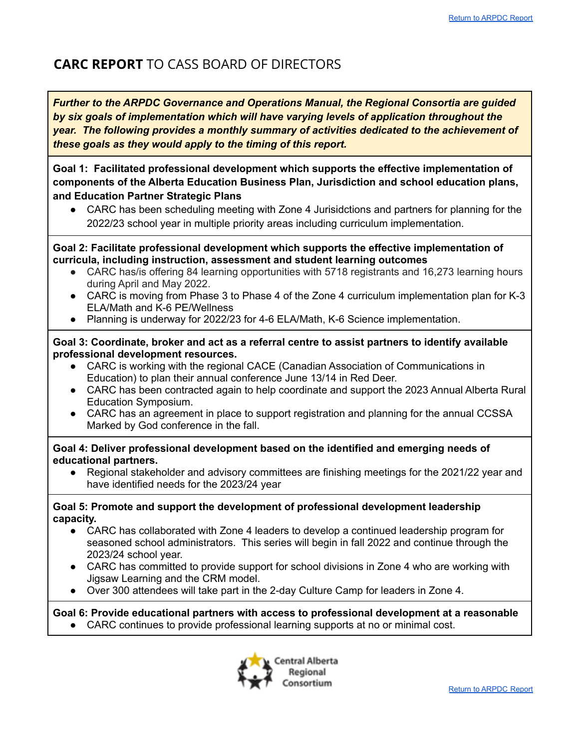[Return to ARPDC Report]

# **CARC REPORT** TO CASS BOARD OF DIRECTORS

***Further to the ARPDC Governance and Operations Manual, the Regional Consortia are guided by six goals of implementation which will have varying levels of application throughout the year. The following provides a monthly summary of activities dedicated to the achievement of these goals as they would apply to the timing of this report.***

**Goal 1: Facilitated professional development which supports the effective implementation of components of the Alberta Education Business Plan, Jurisdiction and school education plans, and Education Partner Strategic Plans**

- CARC has been scheduling meeting with Zone 4 Jurisidctions and partners for planning for the 2022/23 school year in multiple priority areas including curriculum implementation.

**Goal 2: Facilitate professional development which supports the effective implementation of curricula, including instruction, assessment and student learning outcomes**

- CARC has/is offering 84 learning opportunities with 5718 registrants and 16,273 learning hours during April and May 2022.
- CARC is moving from Phase 3 to Phase 4 of the Zone 4 curriculum implementation plan for K-3 ELA/Math and K-6 PE/Wellness
- Planning is underway for 2022/23 for 4-6 ELA/Math, K-6 Science implementation.

**Goal 3: Coordinate, broker and act as a referral centre to assist partners to identify available professional development resources.**

- CARC is working with the regional CACE (Canadian Association of Communications in Education) to plan their annual conference June 13/14 in Red Deer.
- CARC has been contracted again to help coordinate and support the 2023 Annual Alberta Rural Education Symposium.
- CARC has an agreement in place to support registration and planning for the annual CCSSA Marked by God conference in the fall.

**Goal 4: Deliver professional development based on the identified and emerging needs of educational partners.**

- Regional stakeholder and advisory committees are finishing meetings for the 2021/22 year and have identified needs for the 2023/24 year

**Goal 5: Promote and support the development of professional development leadership capacity.**

- CARC has collaborated with Zone 4 leaders to develop a continued leadership program for seasoned school administrators. This series will begin in fall 2022 and continue through the 2023/24 school year.
- CARC has committed to provide support for school divisions in Zone 4 who are working with Jigsaw Learning and the CRM model.
- Over 300 attendees will take part in the 2-day Culture Camp for leaders in Zone 4.

**Goal 6: Provide educational partners with access to professional development at a reasonable**

- CARC continues to provide professional learning supports at no or minimal cost.

Central Alberta Regional Consortium

[Return to ARPDC Report]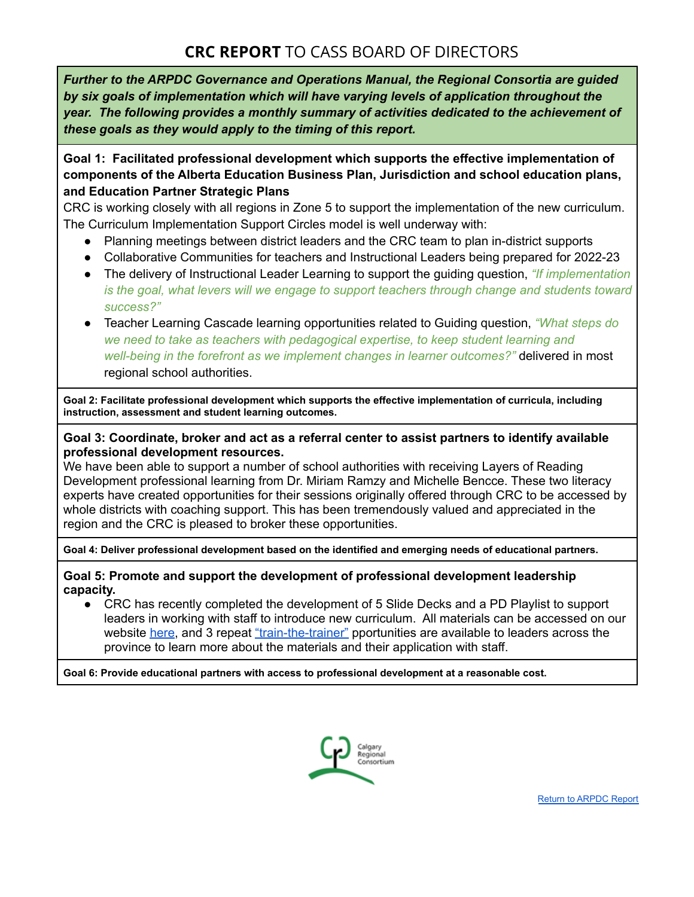# **CRC REPORT** TO CASS BOARD OF DIRECTORS

***Further to the ARPDC Governance and Operations Manual, the Regional Consortia are guided by six goals of implementation which will have varying levels of application throughout the year. The following provides a monthly summary of activities dedicated to the achievement of these goals as they would apply to the timing of this report.***

**Goal 1: Facilitated professional development which supports the effective implementation of components of the Alberta Education Business Plan, Jurisdiction and school education plans, and Education Partner Strategic Plans**

CRC is working closely with all regions in Zone 5 to support the implementation of the new curriculum. The Curriculum Implementation Support Circles model is well underway with:

- Planning meetings between district leaders and the CRC team to plan in-district supports
- Collaborative Communities for teachers and Instructional Leaders being prepared for 2022-23
- The delivery of Instructional Leader Learning to support the guiding question, *"If implementation is the goal, what levers will we engage to support teachers through change and students toward success?"*
- Teacher Learning Cascade learning opportunities related to Guiding question, *"What steps do we need to take as teachers with pedagogical expertise, to keep student learning and well-being in the forefront as we implement changes in learner outcomes?"* delivered in most regional school authorities.

**Goal 2: Facilitate professional development which supports the effective implementation of curricula, including instruction, assessment and student learning outcomes.**

**Goal 3: Coordinate, broker and act as a referral center to assist partners to identify available professional development resources.**

We have been able to support a number of school authorities with receiving Layers of Reading Development professional learning from Dr. Miriam Ramzy and Michelle Bencce. These two literacy experts have created opportunities for their sessions originally offered through CRC to be accessed by whole districts with coaching support. This has been tremendously valued and appreciated in the region and the CRC is pleased to broker these opportunities.

**Goal 4: Deliver professional development based on the identified and emerging needs of educational partners.**

**Goal 5: Promote and support the development of professional development leadership capacity.**

- CRC has recently completed the development of 5 Slide Decks and a PD Playlist to support leaders in working with staff to introduce new curriculum. All materials can be accessed on our website [here](), and 3 repeat ["train-the-trainer"]() pportunities are available to leaders across the province to learn more about the materials and their application with staff.

**Goal 6: Provide educational partners with access to professional development at a reasonable cost.**

Calgary Regional Consortium

[Return to ARPDC Report]()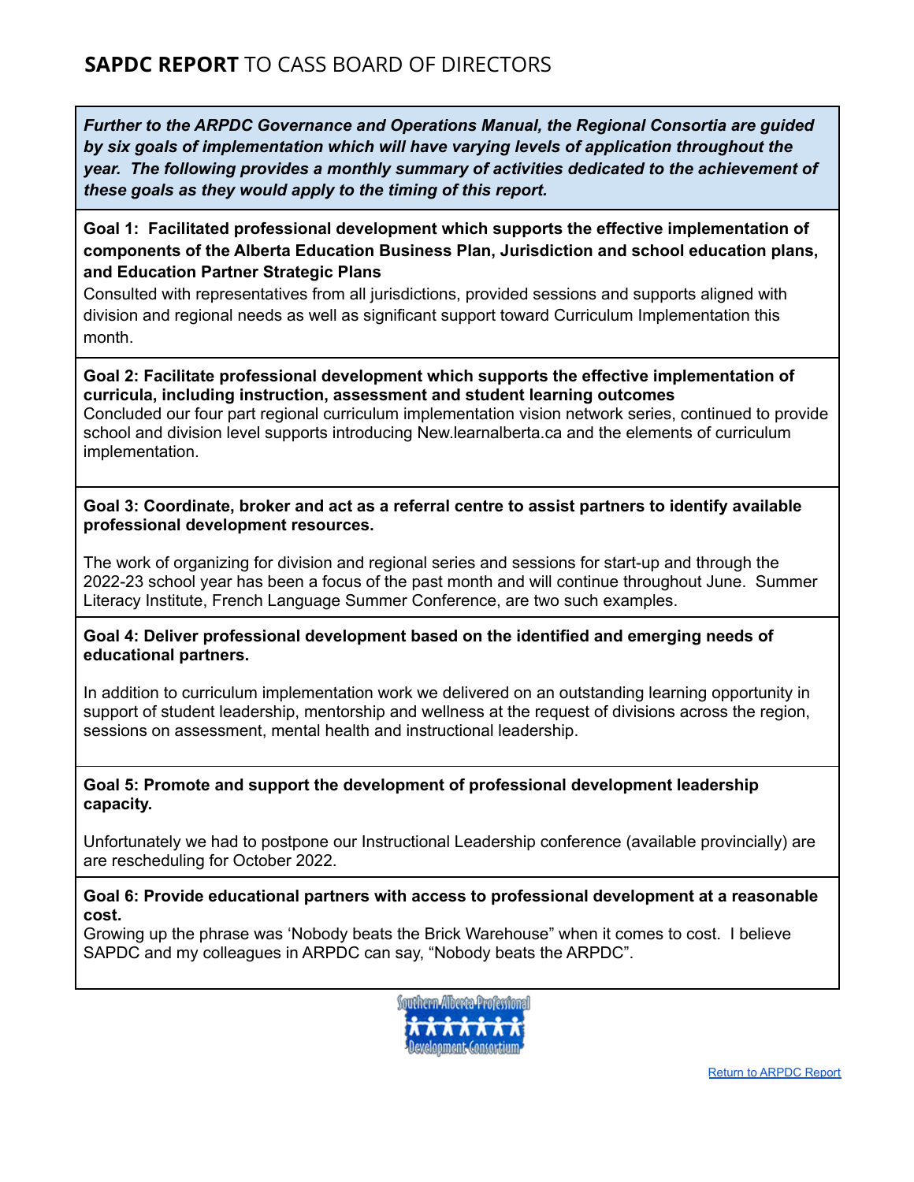## **SAPDC REPORT** TO CASS BOARD OF DIRECTORS

***Further to the ARPDC Governance and Operations Manual, the Regional Consortia are guided by six goals of implementation which will have varying levels of application throughout the year. The following provides a monthly summary of activities dedicated to the achievement of these goals as they would apply to the timing of this report.***

**Goal 1: Facilitated professional development which supports the effective implementation of components of the Alberta Education Business Plan, Jurisdiction and school education plans, and Education Partner Strategic Plans**

Consulted with representatives from all jurisdictions, provided sessions and supports aligned with division and regional needs as well as significant support toward Curriculum Implementation this month.

**Goal 2: Facilitate professional development which supports the effective implementation of curricula, including instruction, assessment and student learning outcomes**

Concluded our four part regional curriculum implementation vision network series, continued to provide school and division level supports introducing New.learnalberta.ca and the elements of curriculum implementation.

**Goal 3: Coordinate, broker and act as a referral centre to assist partners to identify available professional development resources.**

The work of organizing for division and regional series and sessions for start-up and through the 2022-23 school year has been a focus of the past month and will continue throughout June. Summer Literacy Institute, French Language Summer Conference, are two such examples.

**Goal 4: Deliver professional development based on the identified and emerging needs of educational partners.**

In addition to curriculum implementation work we delivered on an outstanding learning opportunity in support of student leadership, mentorship and wellness at the request of divisions across the region, sessions on assessment, mental health and instructional leadership.

**Goal 5: Promote and support the development of professional development leadership capacity.**

Unfortunately we had to postpone our Instructional Leadership conference (available provincially) are are rescheduling for October 2022.

**Goal 6: Provide educational partners with access to professional development at a reasonable cost.**

Growing up the phrase was 'Nobody beats the Brick Warehouse" when it comes to cost. I believe SAPDC and my colleagues in ARPDC can say, "Nobody beats the ARPDC".

Southern Alberta Professional Development Consortium

Return to ARPDC Report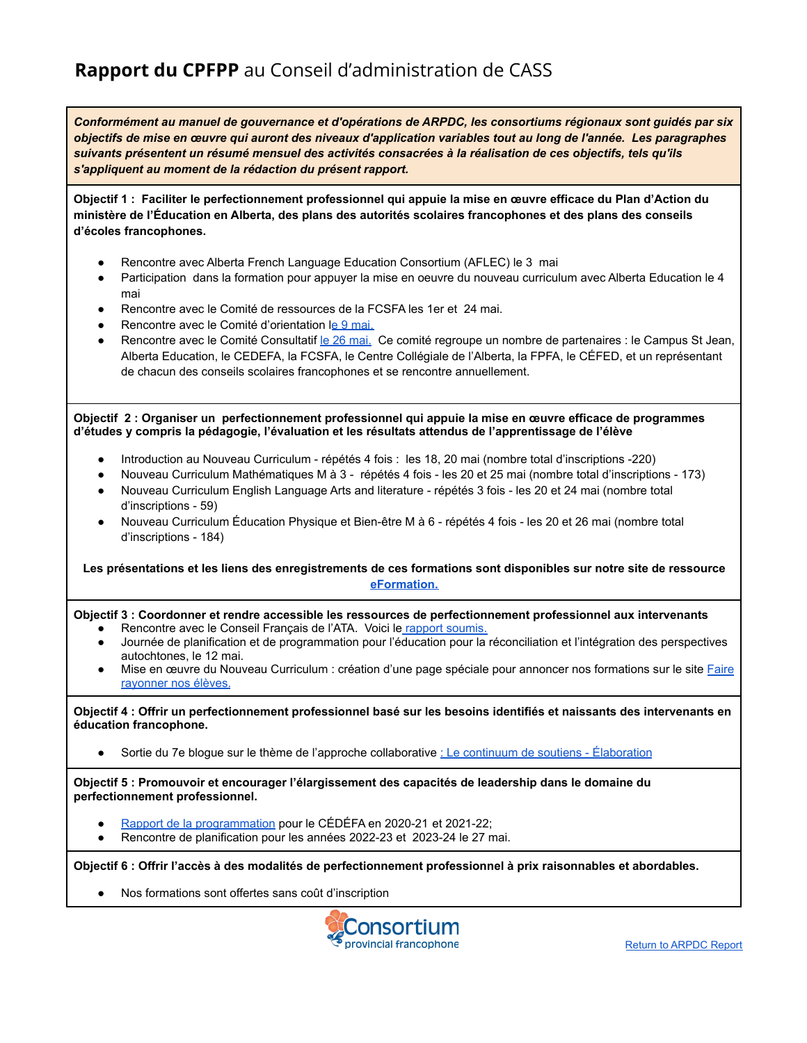# **Rapport du CPFPP** au Conseil d'administration de CASS

***Conformément au manuel de gouvernance et d'opérations de ARPDC, les consortiums régionaux sont guidés par six objectifs de mise en œuvre qui auront des niveaux d'application variables tout au long de l'année. Les paragraphes suivants présentent un résumé mensuel des activités consacrées à la réalisation de ces objectifs, tels qu'ils s'appliquent au moment de la rédaction du présent rapport.***

**Objectif 1 : Faciliter le perfectionnement professionnel qui appuie la mise en œuvre efficace du Plan d'Action du ministère de l'Éducation en Alberta, des plans des autorités scolaires francophones et des plans des conseils d'écoles francophones.**

- Rencontre avec Alberta French Language Education Consortium (AFLEC) le 3 mai
- Participation dans la formation pour appuyer la mise en oeuvre du nouveau curriculum avec Alberta Education le 4 mai
- Rencontre avec le Comité de ressources de la FCSFA les 1er et 24 mai.
- Rencontre avec le Comité d'orientation le 9 mai.
- Rencontre avec le Comité Consultatif le 26 mai. Ce comité regroupe un nombre de partenaires : le Campus St Jean, Alberta Education, le CEDEFA, la FCSFA, le Centre Collégiale de l'Alberta, la FPFA, le CÉFED, et un représentant de chacun des conseils scolaires francophones et se rencontre annuellement.

**Objectif 2 : Organiser un perfectionnement professionnel qui appuie la mise en œuvre efficace de programmes d'études y compris la pédagogie, l'évaluation et les résultats attendus de l'apprentissage de l'élève**

- Introduction au Nouveau Curriculum - répétés 4 fois : les 18, 20 mai (nombre total d'inscriptions -220)
- Nouveau Curriculum Mathématiques M à 3 - répétés 4 fois - les 20 et 25 mai (nombre total d'inscriptions - 173)
- Nouveau Curriculum English Language Arts and literature - répétés 3 fois - les 20 et 24 mai (nombre total d'inscriptions - 59)
- Nouveau Curriculum Éducation Physique et Bien-être M à 6 - répétés 4 fois - les 20 et 26 mai (nombre total d'inscriptions - 184)

**Les présentations et les liens des enregistrements de ces formations sont disponibles sur notre site de ressource eFormation.**

**Objectif 3 : Coordonner et rendre accessible les ressources de perfectionnement professionnel aux intervenants**

- Rencontre avec le Conseil Français de l'ATA. Voici le rapport soumis.
- Journée de planification et de programmation pour l'éducation pour la réconciliation et l'intégration des perspectives autochtones, le 12 mai.
- Mise en œuvre du Nouveau Curriculum : création d'une page spéciale pour annoncer nos formations sur le site Faire rayonner nos élèves.

**Objectif 4 : Offrir un perfectionnement professionnel basé sur les besoins identifiés et naissants des intervenants en éducation francophone.**

- Sortie du 7e blogue sur le thème de l'approche collaborative : Le continuum de soutiens - Élaboration

**Objectif 5 : Promouvoir et encourager l'élargissement des capacités de leadership dans le domaine du perfectionnement professionnel.**

- Rapport de la programmation pour le CÉDÉFA en 2020-21 et 2021-22;
- Rencontre de planification pour les années 2022-23 et 2023-24 le 27 mai.

**Objectif 6 : Offrir l'accès à des modalités de perfectionnement professionnel à prix raisonnables et abordables.**

- Nos formations sont offertes sans coût d'inscription

Consortium provincial francophone

Return to ARPDC Report